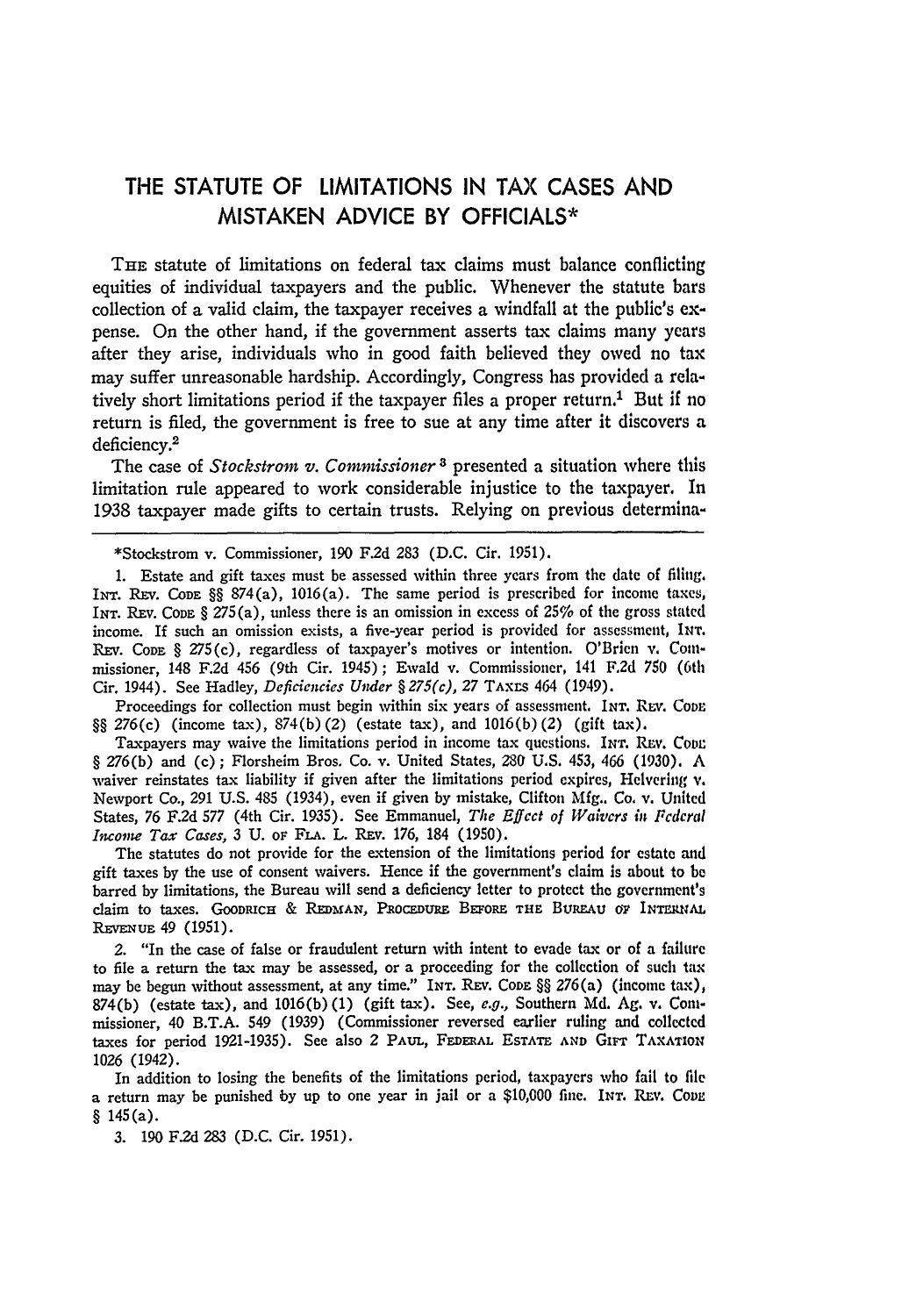# THE STATUTE OF LIMITATIONS IN TAX CASES AND MISTAKEN ADVICE BY OFFICIALS*

THE statute of limitations on federal tax claims must balance conflicting equities of individual taxpayers and the public. Whenever the statute bars collection of a valid claim, the taxpayer receives a windfall at the public's expense. On the other hand, if the government asserts tax claims many years after they arise, individuals who in good faith believed they owed no tax may suffer unreasonable hardship. Accordingly, Congress has provided a relatively short limitations period if the taxpayer files a proper return.[1] But if no return is filed, the government is free to sue at any time after it discovers a deficiency.[2]

The case of *Stockstrom v. Commissioner*[3] presented a situation where this limitation rule appeared to work considerable injustice to the taxpayer. In 1938 taxpayer made gifts to certain trusts. Relying on previous determina-

---

*Stockstrom v. Commissioner, 190 F.2d 283 (D.C. Cir. 1951).

1. Estate and gift taxes must be assessed within three years from the date of filing. INT. REV. CODE §§ 874(a), 1016(a). The same period is prescribed for income taxes, INT. REV. CODE § 275(a), unless there is an omission in excess of 25% of the gross stated income. If such an omission exists, a five-year period is provided for assessment, INT. REV. CODE § 275(c), regardless of taxpayer's motives or intention. O'Brien v. Commissioner, 148 F.2d 456 (9th Cir. 1945); Ewald v. Commissioner, 141 F.2d 750 (6th Cir. 1944). See Hadley, *Deficiencies Under § 275(c)*, 27 TAXES 464 (1949).

Proceedings for collection must begin within six years of assessment. INT. REV. CODE §§ 276(c) (income tax), 874(b)(2) (estate tax), and 1016(b)(2) (gift tax).

Taxpayers may waive the limitations period in income tax questions. INT. REV. CODE § 276(b) and (c); Florsheim Bros. Co. v. United States, 280 U.S. 453, 466 (1930). A waiver reinstates tax liability if given after the limitations period expires, Helvering v. Newport Co., 291 U.S. 485 (1934), even if given by mistake, Clifton Mfg. Co. v. United States, 76 F.2d 577 (4th Cir. 1935). See Emmanuel, *The Effect of Waivers in Federal Income Tax Cases*, 3 U. OF FLA. L. REV. 176, 184 (1950).

The statutes do not provide for the extension of the limitations period for estate and gift taxes by the use of consent waivers. Hence if the government's claim is about to be barred by limitations, the Bureau will send a deficiency letter to protect the government's claim to taxes. GOODRICH & REDMAN, PROCEDURE BEFORE THE BUREAU OF INTERNAL REVENUE 49 (1951).

2. "In the case of false or fraudulent return with intent to evade tax or of a failure to file a return the tax may be assessed, or a proceeding for the collection of such tax may be begun without assessment, at any time." INT. REV. CODE §§ 276(a) (income tax), 874(b) (estate tax), and 1016(b)(1) (gift tax). See, *e.g.*, Southern Md. Ag. v. Commissioner, 40 B.T.A. 549 (1939) (Commissioner reversed earlier ruling and collected taxes for period 1921-1935). See also 2 PAUL, FEDERAL ESTATE AND GIFT TAXATION 1026 (1942).

In addition to losing the benefits of the limitations period, taxpayers who fail to file a return may be punished by up to one year in jail or a $10,000 fine. INT. REV. CODE § 145(a).

3. 190 F.2d 283 (D.C. Cir. 1951).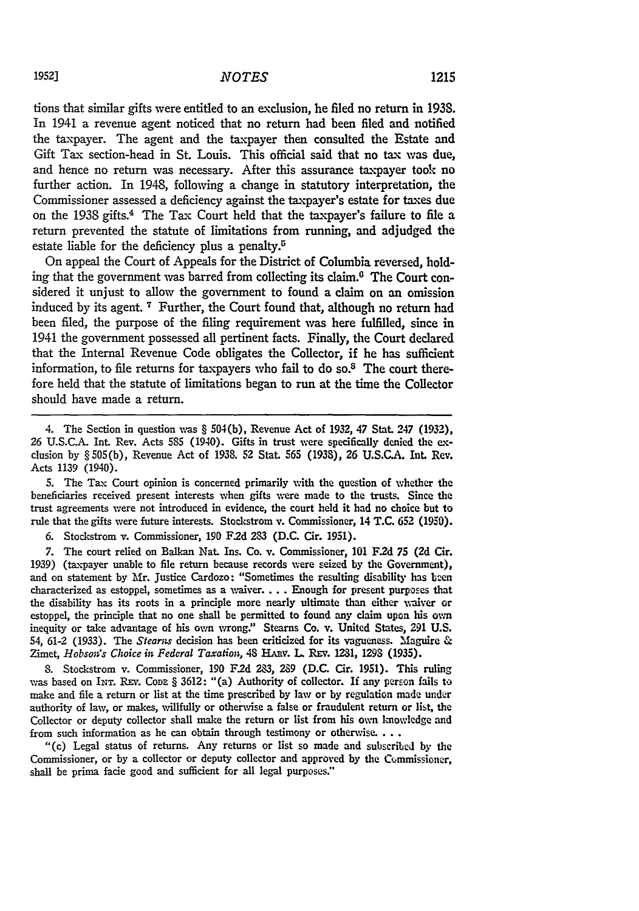tions that similar gifts were entitled to an exclusion, he filed no return in 1938. In 1941 a revenue agent noticed that no return had been filed and notified the taxpayer. The agent and the taxpayer then consulted the Estate and Gift Tax section-head in St. Louis. This official said that no tax was due, and hence no return was necessary. After this assurance taxpayer took no further action. In 1948, following a change in statutory interpretation, the Commissioner assessed a deficiency against the taxpayer's estate for taxes due on the 1938 gifts.[4] The Tax Court held that the taxpayer's failure to file a return prevented the statute of limitations from running, and adjudged the estate liable for the deficiency plus a penalty.[5]

On appeal the Court of Appeals for the District of Columbia reversed, holding that the government was barred from collecting its claim.[6] The Court considered it unjust to allow the government to found a claim on an omission induced by its agent.[7] Further, the Court found that, although no return had been filed, the purpose of the filing requirement was here fulfilled, since in 1941 the government possessed all pertinent facts. Finally, the Court declared that the Internal Revenue Code obligates the Collector, if he has sufficient information, to file returns for taxpayers who fail to do so.[8] The court therefore held that the statute of limitations began to run at the time the Collector should have made a return.

---

4. The Section in question was § 504(b), Revenue Act of 1932, 47 Stat. 247 (1932), 26 U.S.C.A. Int. Rev. Acts 585 (1940). Gifts in trust were specifically denied the exclusion by § 505(b), Revenue Act of 1938. 52 Stat. 565 (1938), 26 U.S.C.A. Int. Rev. Acts 1139 (1940).

5. The Tax Court opinion is concerned primarily with the question of whether the beneficiaries received present interests when gifts were made to the trusts. Since the trust agreements were not introduced in evidence, the court held it had no choice but to rule that the gifts were future interests. Stockstrom v. Commissioner, 14 T.C. 652 (1950).

6. Stockstrom v. Commissioner, 190 F.2d 283 (D.C. Cir. 1951).

7. The court relied on Balkan Nat. Ins. Co. v. Commissioner, 101 F.2d 75 (2d Cir. 1939) (taxpayer unable to file return because records were seized by the Government), and on statement by Mr. Justice Cardozo: "Sometimes the resulting disability has been characterized as estoppel, sometimes as a waiver. . . . Enough for present purposes that the disability has its roots in a principle more nearly ultimate than either waiver or estoppel, the principle that no one shall be permitted to found any claim upon his own inequity or take advantage of his own wrong." Stearns Co. v. United States, 291 U.S. 54, 61-2 (1933). The *Stearns* decision has been criticized for its vagueness. Maguire & Zimet, *Hobson's Choice in Federal Taxation*, 48 Harv. L. Rev. 1281, 1298 (1935).

8. Stockstrom v. Commissioner, 190 F.2d 283, 289 (D.C. Cir. 1951). This ruling was based on Int. Rev. Code § 3612: "(a) Authority of collector. If any person fails to make and file a return or list at the time prescribed by law or by regulation made under authority of law, or makes, willfully or otherwise a false or fraudulent return or list, the Collector or deputy collector shall make the return or list from his own knowledge and from such information as he can obtain through testimony or otherwise. . . .

"(c) Legal status of returns. Any returns or list so made and subscribed by the Commissioner, or by a collector or deputy collector and approved by the Commissioner, shall be prima facie good and sufficient for all legal purposes."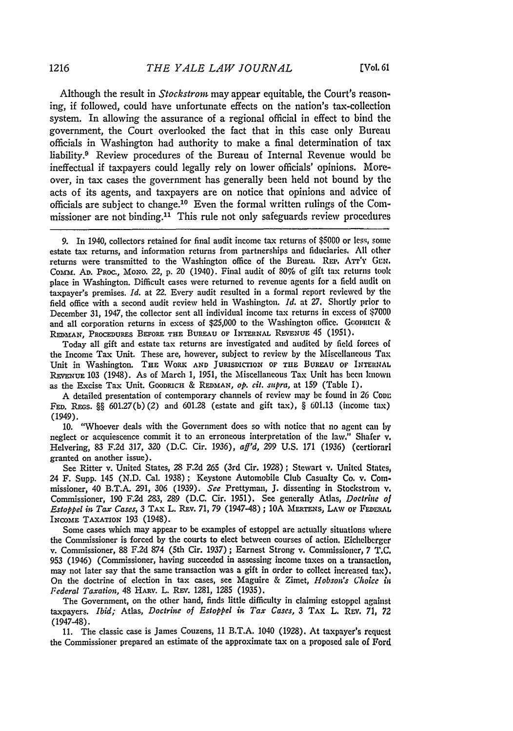Although the result in *Stockstrom* may appear equitable, the Court's reasoning, if followed, could have unfortunate effects on the nation's tax-collection system. In allowing the assurance of a regional official in effect to bind the government, the Court overlooked the fact that in this case only Bureau officials in Washington had authority to make a final determination of tax liability.[9] Review procedures of the Bureau of Internal Revenue would be ineffectual if taxpayers could legally rely on lower officials' opinions. Moreover, in tax cases the government has generally been held not bound by the acts of its agents, and taxpayers are on notice that opinions and advice of officials are subject to change.[10] Even the formal written rulings of the Commissioner are not binding.[11] This rule not only safeguards review procedures

---

9. In 1940, collectors retained for final audit income tax returns of $5000 or less, some estate tax returns, and information returns from partnerships and fiduciaries. All other returns were transmitted to the Washington office of the Bureau. REP. ATT'Y GEN. COMM. AD. PROC., MONO. 22, p. 20 (1940). Final audit of 80% of gift tax returns took place in Washington. Difficult cases were returned to revenue agents for a field audit on taxpayer's premises. *Id.* at 22. Every audit resulted in a formal report reviewed by the field office with a second audit review held in Washington. *Id.* at 27. Shortly prior to December 31, 1947, the collector sent all individual income tax returns in excess of $7000 and all corporation returns in excess of $25,000 to the Washington office. GOODRICH & REDMAN, PROCEDURES BEFORE THE BUREAU OF INTERNAL REVENUE 45 (1951).

Today all gift and estate tax returns are investigated and audited by field forces of the Income Tax Unit. These are, however, subject to review by the Miscellaneous Tax Unit in Washington. THE WORK AND JURISDICTION OF THE BUREAU OF INTERNAL REVENUE 103 (1948). As of March 1, 1951, the Miscellaneous Tax Unit has been known as the Excise Tax Unit. GOODRICH & REDMAN, *op. cit. supra*, at 159 (Table I).

A detailed presentation of contemporary channels of review may be found in 26 CODE FED. REGS. §§ 601.27(b)(2) and 601.28 (estate and gift tax), § 601.13 (income tax) (1949).

10. "Whoever deals with the Government does so with notice that no agent can by neglect or acquiescence commit it to an erroneous interpretation of the law." Shafer v. Helvering, 83 F.2d 317, 320 (D.C. Cir. 1936), *aff'd*, 299 U.S. 171 (1936) (certiorari granted on another issue).

See Ritter v. United States, 28 F.2d 265 (3rd Cir. 1928); Stewart v. United States, 24 F. Supp. 145 (N.D. Cal. 1938); Keystone Automobile Club Casualty Co. v. Commissioner, 40 B.T.A. 291, 306 (1939). *See* Prettyman, J. dissenting in Stockstrom v. Commissioner, 190 F.2d 283, 289 (D.C. Cir. 1951). See generally Atlas, *Doctrine of Estoppel in Tax Cases*, 3 TAX L. REV. 71, 79 (1947-48); 10A MERTENS, LAW OF FEDERAL INCOME TAXATION 193 (1948).

Some cases which may appear to be examples of estoppel are actually situations where the Commissioner is forced by the courts to elect between courses of action. Eichelberger v. Commissioner, 88 F.2d 874 (5th Cir. 1937); Earnest Strong v. Commissioner, 7 T.C. 953 (1946) (Commissioner, having succeeded in assessing income taxes on a transaction, may not later say that the same transaction was a gift in order to collect increased tax). On the doctrine of election in tax cases, see Maguire & Zimet, *Hobson's Choice in Federal Taxation*, 48 HARV. L. REV. 1281, 1285 (1935).

The Government, on the other hand, finds little difficulty in claiming estoppel against taxpayers. *Ibid;* Atlas, *Doctrine of Estoppel in Tax Cases*, 3 TAX L. REV. 71, 72 (1947-48).

11. The classic case is James Couzens, 11 B.T.A. 1040 (1928). At taxpayer's request the Commissioner prepared an estimate of the approximate tax on a proposed sale of Ford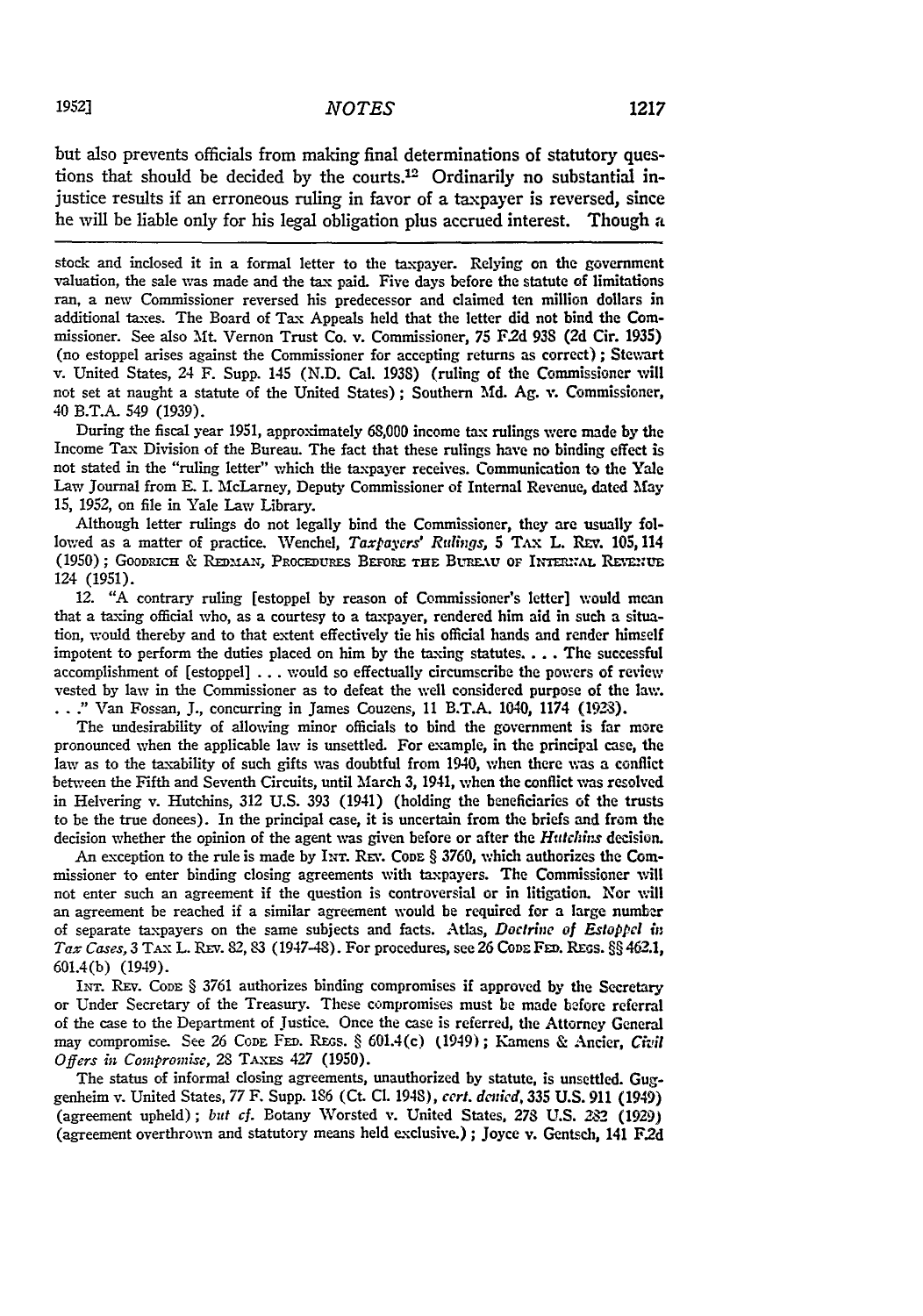but also prevents officials from making final determinations of statutory questions that should be decided by the courts.[12] Ordinarily no substantial injustice results if an erroneous ruling in favor of a taxpayer is reversed, since he will be liable only for his legal obligation plus accrued interest. Though a

---

stock and inclosed it in a formal letter to the taxpayer. Relying on the government valuation, the sale was made and the tax paid. Five days before the statute of limitations ran, a new Commissioner reversed his predecessor and claimed ten million dollars in additional taxes. The Board of Tax Appeals held that the letter did not bind the Commissioner. See also Mt. Vernon Trust Co. v. Commissioner, 75 F.2d 938 (2d Cir. 1935) (no estoppel arises against the Commissioner for accepting returns as correct); Stewart v. United States, 24 F. Supp. 145 (N.D. Cal. 1938) (ruling of the Commissioner will not set at naught a statute of the United States); Southern Md. Ag. v. Commissioner, 40 B.T.A. 549 (1939).

During the fiscal year 1951, approximately 68,000 income tax rulings were made by the Income Tax Division of the Bureau. The fact that these rulings have no binding effect is not stated in the "ruling letter" which the taxpayer receives. Communication to the Yale Law Journal from E. I. McLarney, Deputy Commissioner of Internal Revenue, dated May 15, 1952, on file in Yale Law Library.

Although letter rulings do not legally bind the Commissioner, they are usually followed as a matter of practice. Wenchel, *Taxpayers' Rulings*, 5 TAX L. REV. 105, 114 (1950); GOODRICH & REDMAN, PROCEDURES BEFORE THE BUREAU OF INTERNAL REVENUE 124 (1951).

12. "A contrary ruling [estoppel by reason of Commissioner's letter] would mean that a taxing official who, as a courtesy to a taxpayer, rendered him aid in such a situation, would thereby and to that extent effectively tie his official hands and render himself impotent to perform the duties placed on him by the taxing statutes. . . . The successful accomplishment of [estoppel] . . . would so effectually circumscribe the powers of review vested by law in the Commissioner as to defeat the well considered purpose of the law. . . ." Van Fossan, J., concurring in James Couzens, 11 B.T.A. 1040, 1174 (1928).

The undesirability of allowing minor officials to bind the government is far more pronounced when the applicable law is unsettled. For example, in the principal case, the law as to the taxability of such gifts was doubtful from 1940, when there was a conflict between the Fifth and Seventh Circuits, until March 3, 1941, when the conflict was resolved in Helvering v. Hutchins, 312 U.S. 393 (1941) (holding the beneficiaries of the trusts to be the true donees). In the principal case, it is uncertain from the briefs and from the decision whether the opinion of the agent was given before or after the *Hutchins* decision.

An exception to the rule is made by INT. REV. CODE § 3760, which authorizes the Commissioner to enter binding closing agreements with taxpayers. The Commissioner will not enter such an agreement if the question is controversial or in litigation. Nor will an agreement be reached if a similar agreement would be required for a large number of separate taxpayers on the same subjects and facts. Atlas, *Doctrine of Estoppel in Tax Cases*, 3 TAX L. REV. 82, 83 (1947-48). For procedures, see 26 CODE FED. REGS. §§ 462.1, 601.4(b) (1949).

INT. REV. CODE § 3761 authorizes binding compromises if approved by the Secretary or Under Secretary of the Treasury. These compromises must be made before referral of the case to the Department of Justice. Once the case is referred, the Attorney General may compromise. See 26 CODE FED. REGS. § 601.4(c) (1949); Kamens & Ancier, *Civil Offers in Compromise*, 28 TAXES 427 (1950).

The status of informal closing agreements, unauthorized by statute, is unsettled. Guggenheim v. United States, 77 F. Supp. 186 (Ct. Cl. 1948), *cert. denied*, 335 U.S. 911 (1949) (agreement upheld); *but cf.* Botany Worsted v. United States, 278 U.S. 282 (1929) (agreement overthrown and statutory means held exclusive.); Joyce v. Gentsch, 141 F.2d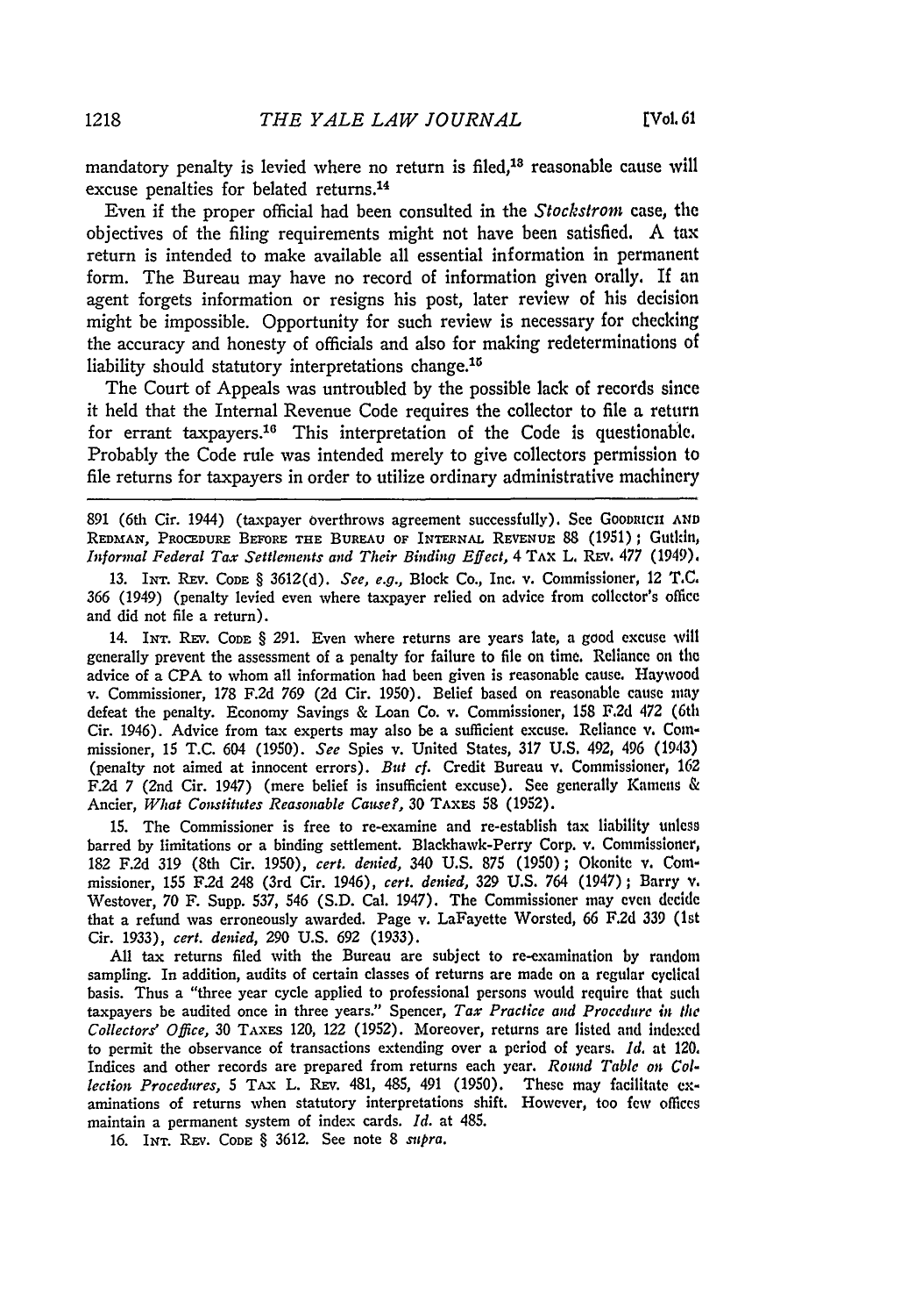mandatory penalty is levied where no return is filed,[13] reasonable cause will excuse penalties for belated returns.[14]

Even if the proper official had been consulted in the *Stockstrom* case, the objectives of the filing requirements might not have been satisfied. A tax return is intended to make available all essential information in permanent form. The Bureau may have no record of information given orally. If an agent forgets information or resigns his post, later review of his decision might be impossible. Opportunity for such review is necessary for checking the accuracy and honesty of officials and also for making redeterminations of liability should statutory interpretations change.[15]

The Court of Appeals was untroubled by the possible lack of records since it held that the Internal Revenue Code requires the collector to file a return for errant taxpayers.[16] This interpretation of the Code is questionable. Probably the Code rule was intended merely to give collectors permission to file returns for taxpayers in order to utilize ordinary administrative machinery

---

891 (6th Cir. 1944) (taxpayer overthrows agreement successfully). See Goodrich and Redman, Procedure Before the Bureau of Internal Revenue 88 (1951); Gutkin, *Informal Federal Tax Settlements and Their Binding Effect*, 4 Tax L. Rev. 477 (1949).

13. Int. Rev. Code § 3612(d). *See, e.g.*, Block Co., Inc. v. Commissioner, 12 T.C. 366 (1949) (penalty levied even where taxpayer relied on advice from collector's office and did not file a return).

14. Int. Rev. Code § 291. Even where returns are years late, a good excuse will generally prevent the assessment of a penalty for failure to file on time. Reliance on the advice of a CPA to whom all information had been given is reasonable cause. Haywood v. Commissioner, 178 F.2d 769 (2d Cir. 1950). Belief based on reasonable cause may defeat the penalty. Economy Savings & Loan Co. v. Commissioner, 158 F.2d 472 (6th Cir. 1946). Advice from tax experts may also be a sufficient excuse. Reliance v. Commissioner, 15 T.C. 604 (1950). *See* Spies v. United States, 317 U.S. 492, 496 (1943) (penalty not aimed at innocent errors). *But cf.* Credit Bureau v. Commissioner, 162 F.2d 7 (2nd Cir. 1947) (mere belief is insufficient excuse). See generally Kamens & Ancier, *What Constitutes Reasonable Cause?*, 30 Taxes 58 (1952).

15. The Commissioner is free to re-examine and re-establish tax liability unless barred by limitations or a binding settlement. Blackhawk-Perry Corp. v. Commissioner, 182 F.2d 319 (8th Cir. 1950), *cert. denied*, 340 U.S. 875 (1950); Okonite v. Commissioner, 155 F.2d 248 (3rd Cir. 1946), *cert. denied*, 329 U.S. 764 (1947); Barry v. Westover, 70 F. Supp. 537, 546 (S.D. Cal. 1947). The Commissioner may even decide that a refund was erroneously awarded. Page v. LaFayette Worsted, 66 F.2d 339 (1st Cir. 1933), *cert. denied*, 290 U.S. 692 (1933).

All tax returns filed with the Bureau are subject to re-examination by random sampling. In addition, audits of certain classes of returns are made on a regular cyclical basis. Thus a "three year cycle applied to professional persons would require that such taxpayers be audited once in three years." Spencer, *Tax Practice and Procedure in the Collectors' Office*, 30 Taxes 120, 122 (1952). Moreover, returns are listed and indexed to permit the observance of transactions extending over a period of years. *Id.* at 120. Indices and other records are prepared from returns each year. *Round Table on Collection Procedures*, 5 Tax L. Rev. 481, 485, 491 (1950). These may facilitate examinations of returns when statutory interpretations shift. However, too few offices maintain a permanent system of index cards. *Id.* at 485.

16. Int. Rev. Code § 3612. See note 8 *supra*.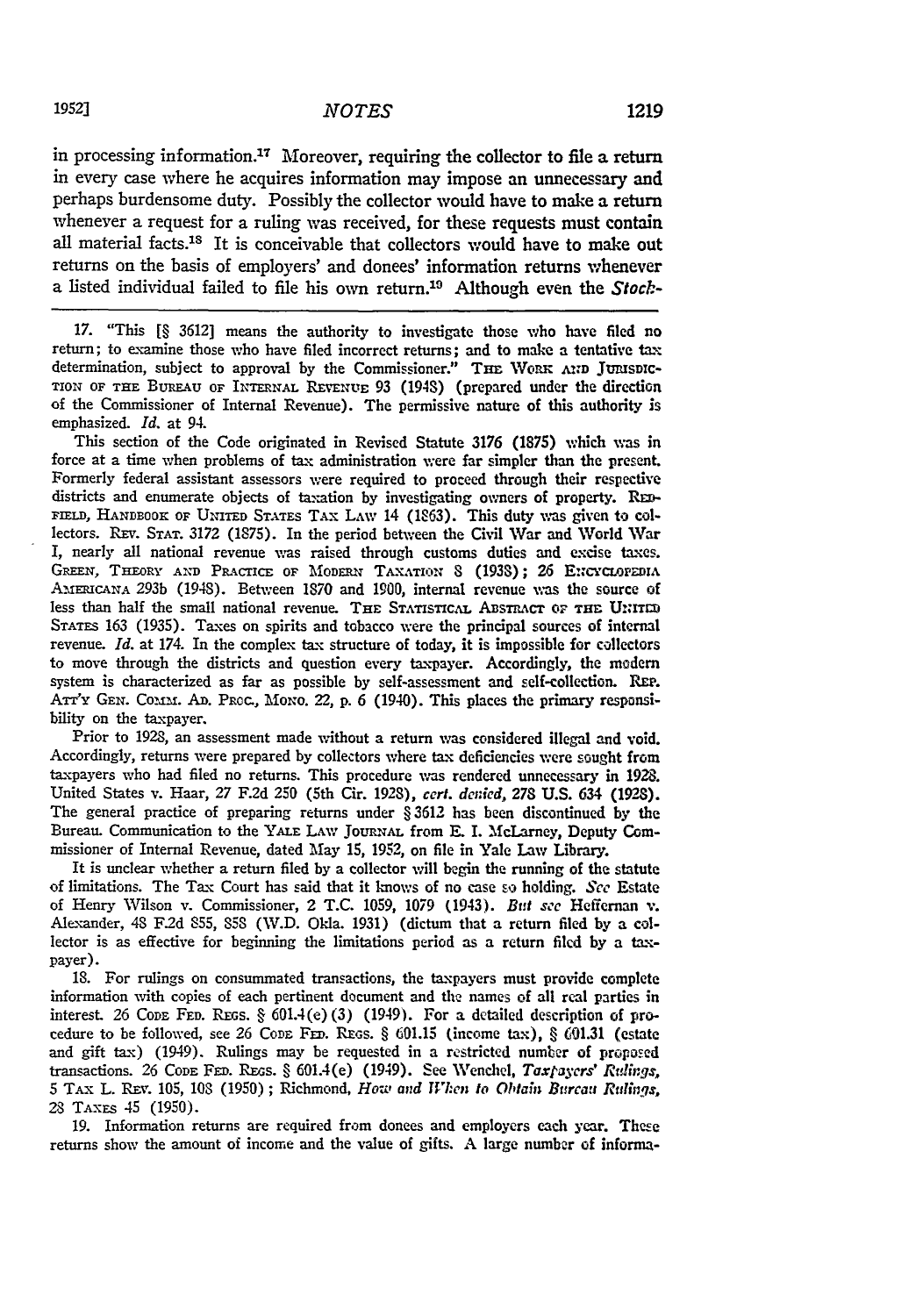in processing information.[17] Moreover, requiring the collector to file a return in every case where he acquires information may impose an unnecessary and perhaps burdensome duty. Possibly the collector would have to make a return whenever a request for a ruling was received, for these requests must contain all material facts.[18] It is conceivable that collectors would have to make out returns on the basis of employers' and donees' information returns whenever a listed individual failed to file his own return.[19] Although even the *Stock-*

---

17. "This [§ 3612] means the authority to investigate those who have filed no return; to examine those who have filed incorrect returns; and to make a tentative tax determination, subject to approval by the Commissioner." THE WORK AND JURISDICTION OF THE BUREAU OF INTERNAL REVENUE 93 (1948) (prepared under the direction of the Commissioner of Internal Revenue). The permissive nature of this authority is emphasized. *Id.* at 94.

This section of the Code originated in Revised Statute 3176 (1875) which was in force at a time when problems of tax administration were far simpler than the present. Formerly federal assistant assessors were required to proceed through their respective districts and enumerate objects of taxation by investigating owners of property. REDFIELD, HANDBOOK OF UNITED STATES TAX LAW 14 (1863). This duty was given to collectors. REV. STAT. 3172 (1875). In the period between the Civil War and World War I, nearly all national revenue was raised through customs duties and excise taxes. GREEN, THEORY AND PRACTICE OF MODERN TAXATION 8 (1938); 26 ENCYCLOPEDIA AMERICANA 293b (1948). Between 1870 and 1900, internal revenue was the source of less than half the small national revenue. THE STATISTICAL ABSTRACT OF THE UNITED STATES 163 (1935). Taxes on spirits and tobacco were the principal sources of internal revenue. *Id.* at 174. In the complex tax structure of today, it is impossible for collectors to move through the districts and question every taxpayer. Accordingly, the modern system is characterized as far as possible by self-assessment and self-collection. REP. ATT'Y GEN. COMM. AD. PROC., MONO. 22, p. 6 (1940). This places the primary responsibility on the taxpayer.

Prior to 1928, an assessment made without a return was considered illegal and void. Accordingly, returns were prepared by collectors where tax deficiencies were sought from taxpayers who had filed no returns. This procedure was rendered unnecessary in 1928. United States v. Haar, 27 F.2d 250 (5th Cir. 1928), *cert. denied*, 278 U.S. 634 (1928). The general practice of preparing returns under § 3612 has been discontinued by the Bureau. Communication to the YALE LAW JOURNAL from E. I. McLarney, Deputy Commissioner of Internal Revenue, dated May 15, 1952, on file in Yale Law Library.

It is unclear whether a return filed by a collector will begin the running of the statute of limitations. The Tax Court has said that it knows of no case so holding. *See* Estate of Henry Wilson v. Commissioner, 2 T.C. 1059, 1079 (1943). *But see* Heffernan v. Alexander, 48 F.2d 855, 858 (W.D. Okla. 1931) (dictum that a return filed by a collector is as effective for beginning the limitations period as a return filed by a taxpayer).

18. For rulings on consummated transactions, the taxpayers must provide complete information with copies of each pertinent document and the names of all real parties in interest. 26 CODE FED. REGS. § 601.4(e)(3) (1949). For a detailed description of procedure to be followed, see 26 CODE FED. REGS. § 601.15 (income tax), § 601.31 (estate and gift tax) (1949). Rulings may be requested in a restricted number of proposed transactions. 26 CODE FED. REGS. § 601.4(e) (1949). See Wenchel, *Taxpayers' Rulings*, 5 TAX L. REV. 105, 108 (1950); Richmond, *How and When to Obtain Bureau Rulings*, 28 TAXES 45 (1950).

19. Information returns are required from donees and employers each year. These returns show the amount of income and the value of gifts. A large number of informa-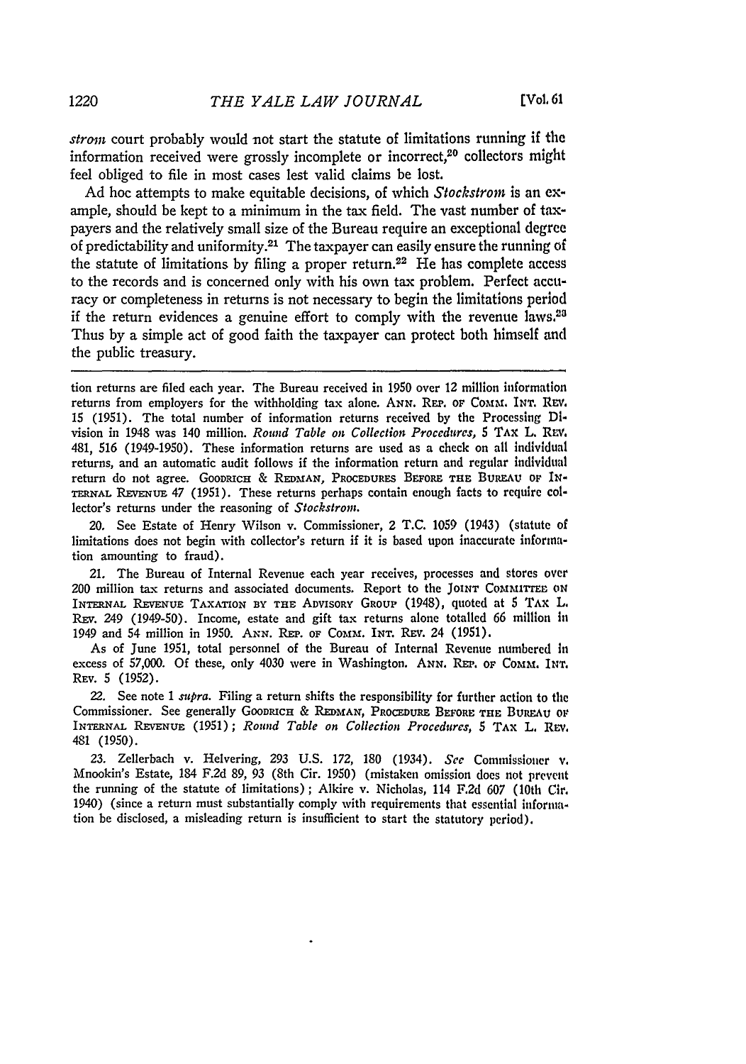*strom* court probably would not start the statute of limitations running if the information received were grossly incomplete or incorrect,[20] collectors might feel obliged to file in most cases lest valid claims be lost.

Ad hoc attempts to make equitable decisions, of which *Stockstrom* is an example, should be kept to a minimum in the tax field. The vast number of taxpayers and the relatively small size of the Bureau require an exceptional degree of predictability and uniformity.[21] The taxpayer can easily ensure the running of the statute of limitations by filing a proper return.[22] He has complete access to the records and is concerned only with his own tax problem. Perfect accuracy or completeness in returns is not necessary to begin the limitations period if the return evidences a genuine effort to comply with the revenue laws.[23] Thus by a simple act of good faith the taxpayer can protect both himself and the public treasury.

---

tion returns are filed each year. The Bureau received in 1950 over 12 million information returns from employers for the withholding tax alone. ANN. REP. OF COMM. INT. REV. 15 (1951). The total number of information returns received by the Processing Division in 1948 was 140 million. *Round Table on Collection Procedures*, 5 TAX L. REV. 481, 516 (1949-1950). These information returns are used as a check on all individual returns, and an automatic audit follows if the information return and regular individual return do not agree. GOODRICH & REDMAN, PROCEDURES BEFORE THE BUREAU OF INTERNAL REVENUE 47 (1951). These returns perhaps contain enough facts to require collector's returns under the reasoning of *Stockstrom*.

20. See Estate of Henry Wilson v. Commissioner, 2 T.C. 1059 (1943) (statute of limitations does not begin with collector's return if it is based upon inaccurate information amounting to fraud).

21. The Bureau of Internal Revenue each year receives, processes and stores over 200 million tax returns and associated documents. Report to the JOINT COMMITTEE ON INTERNAL REVENUE TAXATION BY THE ADVISORY GROUP (1948), quoted at 5 TAX L. REV. 249 (1949-50). Income, estate and gift tax returns alone totalled 66 million in 1949 and 54 million in 1950. ANN. REP. OF COMM. INT. REV. 24 (1951).

As of June 1951, total personnel of the Bureau of Internal Revenue numbered in excess of 57,000. Of these, only 4030 were in Washington. ANN. REP. OF COMM. INT. REV. 5 (1952).

22. See note 1 *supra*. Filing a return shifts the responsibility for further action to the Commissioner. See generally GOODRICH & REDMAN, PROCEDURE BEFORE THE BUREAU OF INTERNAL REVENUE (1951); *Round Table on Collection Procedures*, 5 TAX L. REV. 481 (1950).

23. Zellerbach v. Helvering, 293 U.S. 172, 180 (1934). *See* Commissioner v. Mnookin's Estate, 184 F.2d 89, 93 (8th Cir. 1950) (mistaken omission does not prevent the running of the statute of limitations); Alkire v. Nicholas, 114 F.2d 607 (10th Cir. 1940) (since a return must substantially comply with requirements that essential information be disclosed, a misleading return is insufficient to start the statutory period).